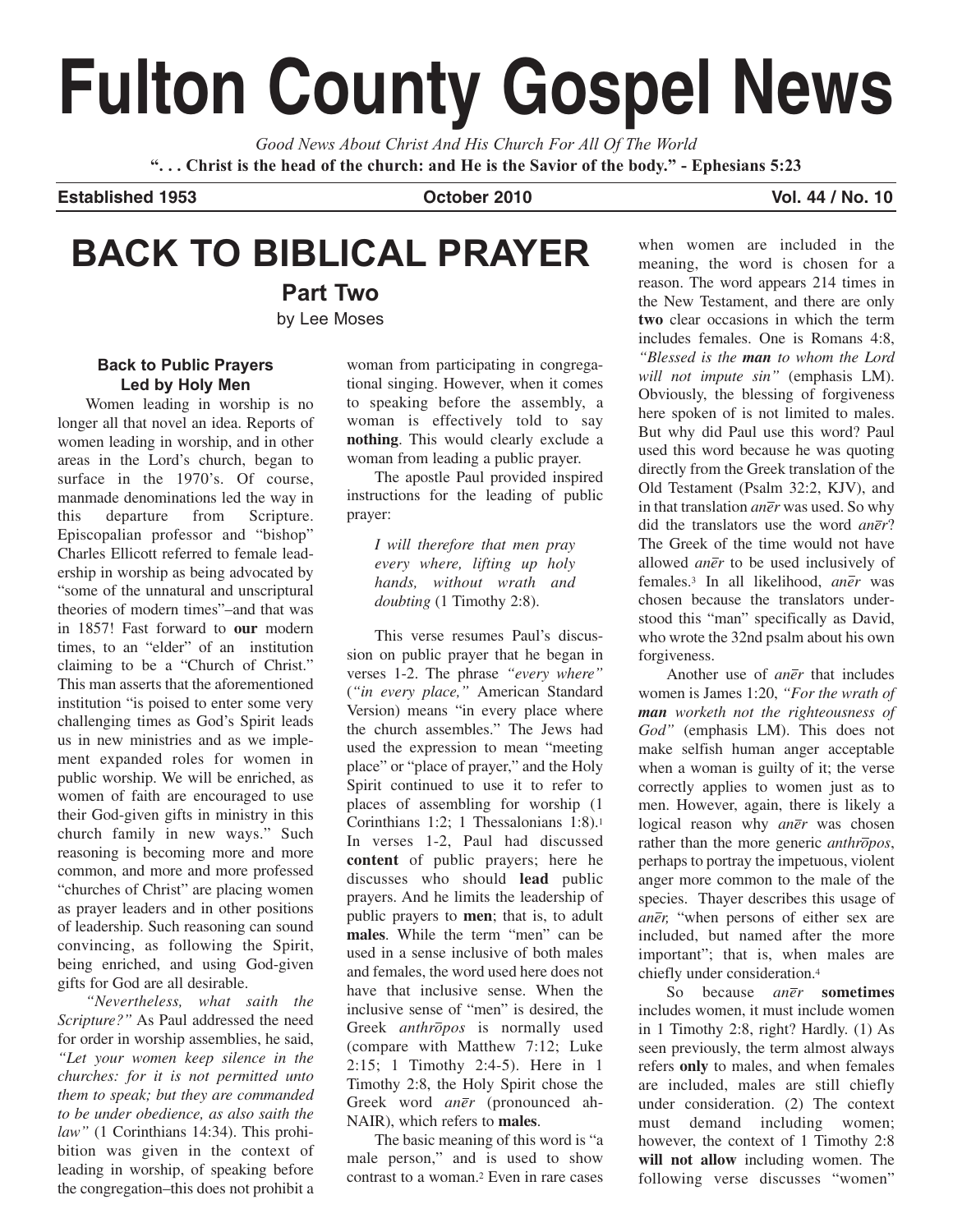# Fulton County Gospel News

*Good News About Christ And His Church For All Of The World*

**". . . Christ is the head of the church: and He is the Savior of the body." - Ephesians 5:23**

**Established 1953** **October 2010** **Vol. 44 / No. 10**

# BACK TO BIBLICAL PRAYER

## Part Two

by Lee Moses

### Back to Public Prayers Led by Holy Men

Women leading in worship is no longer all that novel an idea. Reports of women leading in worship, and in other areas in the Lord's church, began to surface in the 1970's. Of course, manmade denominations led the way in this departure from Scripture. Episcopalian professor and "bishop" Charles Ellicott referred to female leadership in worship as being advocated by "some of the unnatural and unscriptural theories of modern times"–and that was in 1857! Fast forward to **our** modern times, to an "elder" of an institution claiming to be a "Church of Christ." This man asserts that the aforementioned institution "is poised to enter some very challenging times as God's Spirit leads us in new ministries and as we implement expanded roles for women in public worship. We will be enriched, as women of faith are encouraged to use their God-given gifts in ministry in this church family in new ways." Such reasoning is becoming more and more common, and more and more professed "churches of Christ" are placing women as prayer leaders and in other positions of leadership. Such reasoning can sound convincing, as following the Spirit, being enriched, and using God-given gifts for God are all desirable.

*"Nevertheless, what saith the Scripture?"* As Paul addressed the need for order in worship assemblies, he said, *"Let your women keep silence in the churches: for it is not permitted unto them to speak; but they are commanded to be under obedience, as also saith the law"* (1 Corinthians 14:34). This prohibition was given in the context of leading in worship, of speaking before the congregation–this does not prohibit a woman from participating in congregational singing. However, when it comes to speaking before the assembly, a woman is effectively told to say **nothing**. This would clearly exclude a woman from leading a public prayer.

The apostle Paul provided inspired instructions for the leading of public prayer:

> *I will therefore that men pray every where, lifting up holy hands, without wrath and doubting* (1 Timothy 2:8).

This verse resumes Paul's discussion on public prayer that he began in verses 1-2. The phrase *"every where"* (*"in every place,"* American Standard Version) means "in every place where the church assembles." The Jews had used the expression to mean "meeting place" or "place of prayer," and the Holy Spirit continued to use it to refer to places of assembling for worship (1 Corinthians 1:2; 1 Thessalonians 1:8).[1] In verses 1-2, Paul had discussed **content** of public prayers; here he discusses who should **lead** public prayers. And he limits the leadership of public prayers to **men**; that is, to adult **males**. While the term "men" can be used in a sense inclusive of both males and females, the word used here does not have that inclusive sense. When the inclusive sense of "men" is desired, the Greek *anthrōpos* is normally used (compare with Matthew 7:12; Luke 2:15; 1 Timothy 2:4-5). Here in 1 Timothy 2:8, the Holy Spirit chose the Greek word *anēr* (pronounced ah-NAIR), which refers to **males**.

The basic meaning of this word is "a male person," and is used to show contrast to a woman.[2] Even in rare cases when women are included in the meaning, the word is chosen for a reason. The word appears 214 times in the New Testament, and there are only **two** clear occasions in which the term includes females. One is Romans 4:8, *"Blessed is the **man** to whom the Lord will not impute sin"* (emphasis LM). Obviously, the blessing of forgiveness here spoken of is not limited to males. But why did Paul use this word? Paul used this word because he was quoting directly from the Greek translation of the Old Testament (Psalm 32:2, KJV), and in that translation *anēr* was used. So why did the translators use the word *anēr*? The Greek of the time would not have allowed *anēr* to be used inclusively of females.[3] In all likelihood, *anēr* was chosen because the translators understood this "man" specifically as David, who wrote the 32nd psalm about his own forgiveness.

Another use of *anēr* that includes women is James 1:20, *"For the wrath of **man** worketh not the righteousness of God"* (emphasis LM). This does not make selfish human anger acceptable when a woman is guilty of it; the verse correctly applies to women just as to men. However, again, there is likely a logical reason why *anēr* was chosen rather than the more generic *anthrōpos*, perhaps to portray the impetuous, violent anger more common to the male of the species. Thayer describes this usage of *anēr,* "when persons of either sex are included, but named after the more important"; that is, when males are chiefly under consideration.[4]

So because *anēr* **sometimes** includes women, it must include women in 1 Timothy 2:8, right? Hardly. (1) As seen previously, the term almost always refers **only** to males, and when females are included, males are still chiefly under consideration. (2) The context must demand including women; however, the context of 1 Timothy 2:8 **will not allow** including women. The following verse discusses "women"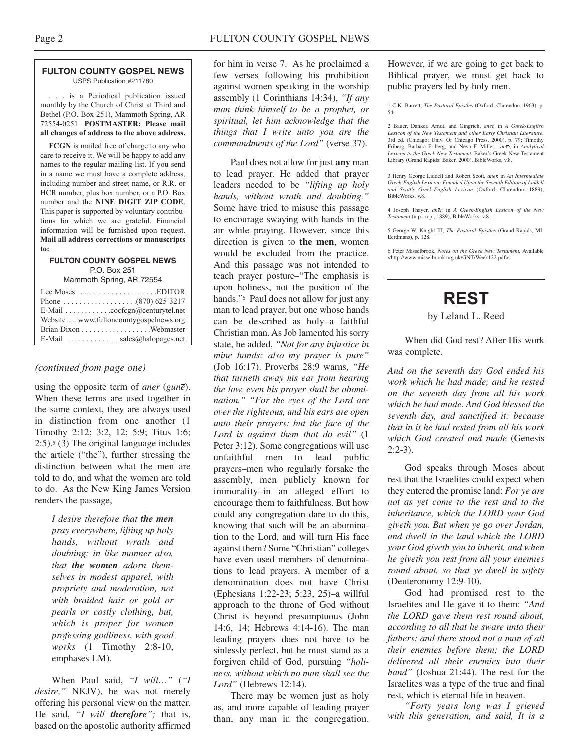**FULTON COUNTY GOSPEL NEWS**
USPS Publication #211780

. . . is a Periodical publication issued monthly by the Church of Christ at Third and Bethel (P.O. Box 251), Mammoth Spring, AR 72554-0251. **POSTMASTER: Please mail all changes of address to the above address.**

**FCGN** is mailed free of charge to any who care to receive it. We will be happy to add any names to the regular mailing list. If you send in a name we must have a complete address, including number and street name, or R.R. or HCR number, plus box number, or a P.O. Box number and the **NINE DIGIT ZIP CODE**. This paper is supported by voluntary contributions for which we are grateful. Financial information will be furnished upon request. **Mail all address corrections or manuscripts to:**

**FULTON COUNTY GOSPEL NEWS**
P.O. Box 251
Mammoth Spring, AR 72554

Lee Moses . . . . . . . . . . . . . . . . . . . .EDITOR
Phone . . . . . . . . . . . . . . . . . . .(870) 625-3217
E-Mail . . . . . . . . . . . .cocfcgn@centurytel.net
Website . . .www.fultoncountygospelnews.org
Brian Dixon . . . . . . . . . . . . . . . . . .Webmaster
E-Mail . . . . . . . . . . . . . .sales@halopages.net

*(continued from page one)*

using the opposite term of *anēr* (*gunē*). When these terms are used together in the same context, they are always used in distinction from one another (1 Timothy 2:12; 3:2, 12; 5:9; Titus 1:6; 2:5).[5] (3) The original language includes the article ("the"), further stressing the distinction between what the men are told to do, and what the women are told to do. As the New King James Version renders the passage,

> *I desire therefore that **the men** pray everywhere, lifting up holy hands, without wrath and doubting; in like manner also, that **the women** adorn themselves in modest apparel, with propriety and moderation, not with braided hair or gold or pearls or costly clothing, but, which is proper for women professing godliness, with good works* (1 Timothy 2:8-10, emphases LM).

When Paul said, *"I will…"* (*"I desire,"* NKJV), he was not merely offering his personal view on the matter. He said, *"I will **therefore**";* that is, based on the apostolic authority affirmed for him in verse 7. As he proclaimed a few verses following his prohibition against women speaking in the worship assembly (1 Corinthians 14:34), *"If any man think himself to be a prophet, or spiritual, let him acknowledge that the things that I write unto you are the commandments of the Lord"* (verse 37).

Paul does not allow for just **any** man to lead prayer. He added that prayer leaders needed to be *"lifting up holy hands, without wrath and doubting."* Some have tried to misuse this passage to encourage swaying with hands in the air while praying. However, since this direction is given to **the men**, women would be excluded from the practice. And this passage was not intended to teach prayer posture–"The emphasis is upon holiness, not the position of the hands."[6] Paul does not allow for just any man to lead prayer, but one whose hands can be described as holy–a faithful Christian man. As Job lamented his sorry state, he added, *"Not for any injustice in mine hands: also my prayer is pure"* (Job 16:17). Proverbs 28:9 warns, *"He that turneth away his ear from hearing the law, even his prayer shall be abomination." "For the eyes of the Lord are over the righteous, and his ears are open unto their prayers: but the face of the Lord is against them that do evil"* (1 Peter 3:12). Some congregations will use unfaithful men to lead public prayers–men who regularly forsake the assembly, men publicly known for immorality–in an alleged effort to encourage them to faithfulness. But how could any congregation dare to do this, knowing that such will be an abomination to the Lord, and will turn His face against them? Some "Christian" colleges have even used members of denominations to lead prayers. A member of a denomination does not have Christ (Ephesians 1:22-23; 5:23, 25)–a willful approach to the throne of God without Christ is beyond presumptuous (John 14:6, 14; Hebrews 4:14-16). The man leading prayers does not have to be sinlessly perfect, but he must stand as a forgiven child of God, pursuing *"holiness, without which no man shall see the Lord"* (Hebrews 12:14).

There may be women just as holy as, and more capable of leading prayer than, any man in the congregation. However, if we are going to get back to Biblical prayer, we must get back to public prayers led by holy men.

1 C.K. Barrett, *The Pastoral Epistles* (Oxford: Clarendon, 1963), p. 54.

2 Bauer, Danker, Arndt, and Gingrich, *anēr,* in *A Greek-English Lexicon of the New Testament and other Early Christian Literature*, 3rd ed. (Chicago: Univ. Of Chicago Press, 2000), p. 79; Timothy Friberg, Barbara Friberg, and Neva F. Miller, *anēr,* in *Analytical Lexicon to the Greek New Testament*, Baker's Greek New Testament Library (Grand Rapids: Baker, 2000), BibleWorks, v.8.

3 Henry George Liddell and Robert Scott, *anēr,* in *An Intermediate Greek-English Lexicon: Founded Upon the Seventh Edition of Liddell and Scott's Greek-English Lexicon* (Oxford: Clarendon, 1889), BibleWorks, v.8.

4 Joseph Thayer, *anēr,* in *A Greek-English Lexicon of the New Testament* (n.p.: n.p., 1889), BibleWorks, v.8.

5 George W. Knight III, *The Pastoral Epistles* (Grand Rapids, MI: Eerdmans), p. 128.

6 Peter Misselbrook, *Notes on the Greek New Testament,* Available <http://www.misselbrook.org.uk/GNT/Week122.pdf>.

# REST

by Leland L. Reed

When did God rest? After His work was complete.

*And on the seventh day God ended his work which he had made; and he rested on the seventh day from all his work which he had made. And God blessed the seventh day, and sanctified it: because that in it he had rested from all his work which God created and made* (Genesis 2:2-3).

God speaks through Moses about rest that the Israelites could expect when they entered the promise land: *For ye are not as yet come to the rest and to the inheritance, which the LORD your God giveth you. But when ye go over Jordan, and dwell in the land which the LORD your God giveth you to inherit, and when he giveth you rest from all your enemies round about, so that ye dwell in safety* (Deuteronomy 12:9-10).

God had promised rest to the Israelites and He gave it to them: *"And the LORD gave them rest round about, according to all that he sware unto their fathers: and there stood not a man of all their enemies before them; the LORD delivered all their enemies into their hand"* (Joshua 21:44). The rest for the Israelites was a type of the true and final rest, which is eternal life in heaven.

*"Forty years long was I grieved with this generation, and said, It is a*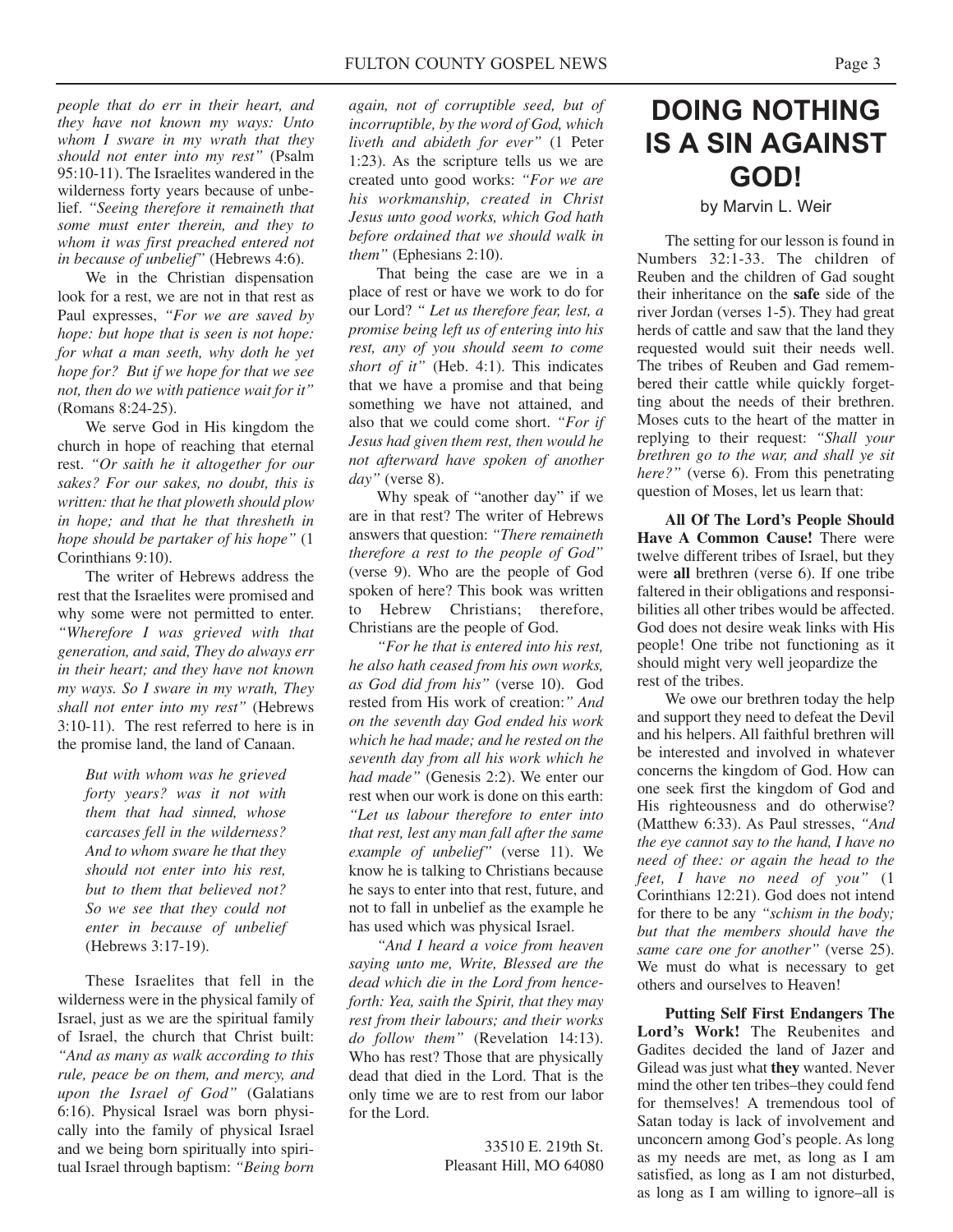*people that do err in their heart, and they have not known my ways: Unto whom I sware in my wrath that they should not enter into my rest"* (Psalm 95:10-11). The Israelites wandered in the wilderness forty years because of unbelief. *"Seeing therefore it remaineth that some must enter therein, and they to whom it was first preached entered not in because of unbelief"* (Hebrews 4:6).

We in the Christian dispensation look for a rest, we are not in that rest as Paul expresses, *"For we are saved by hope: but hope that is seen is not hope: for what a man seeth, why doth he yet hope for? But if we hope for that we see not, then do we with patience wait for it"* (Romans 8:24-25).

We serve God in His kingdom the church in hope of reaching that eternal rest. *"Or saith he it altogether for our sakes? For our sakes, no doubt, this is written: that he that ploweth should plow in hope; and that he that thresheth in hope should be partaker of his hope"* (1 Corinthians 9:10).

The writer of Hebrews address the rest that the Israelites were promised and why some were not permitted to enter. *"Wherefore I was grieved with that generation, and said, They do always err in their heart; and they have not known my ways. So I sware in my wrath, They shall not enter into my rest"* (Hebrews 3:10-11). The rest referred to here is in the promise land, the land of Canaan.

> *But with whom was he grieved forty years? was it not with them that had sinned, whose carcases fell in the wilderness? And to whom sware he that they should not enter into his rest, but to them that believed not? So we see that they could not enter in because of unbelief* (Hebrews 3:17-19).

These Israelites that fell in the wilderness were in the physical family of Israel, just as we are the spiritual family of Israel, the church that Christ built: *"And as many as walk according to this rule, peace be on them, and mercy, and upon the Israel of God"* (Galatians 6:16). Physical Israel was born physically into the family of physical Israel and we being born spiritually into spiritual Israel through baptism: *"Being born again, not of corruptible seed, but of incorruptible, by the word of God, which liveth and abideth for ever"* (1 Peter 1:23). As the scripture tells us we are created unto good works: *"For we are his workmanship, created in Christ Jesus unto good works, which God hath before ordained that we should walk in them"* (Ephesians 2:10).

That being the case are we in a place of rest or have we work to do for our Lord? *" Let us therefore fear, lest, a promise being left us of entering into his rest, any of you should seem to come short of it"* (Heb. 4:1). This indicates that we have a promise and that being something we have not attained, and also that we could come short. *"For if Jesus had given them rest, then would he not afterward have spoken of another day"* (verse 8).

Why speak of "another day" if we are in that rest? The writer of Hebrews answers that question: *"There remaineth therefore a rest to the people of God"* (verse 9). Who are the people of God spoken of here? This book was written to Hebrew Christians; therefore, Christians are the people of God.

*"For he that is entered into his rest, he also hath ceased from his own works, as God did from his"* (verse 10). God rested from His work of creation:*" And on the seventh day God ended his work which he had made; and he rested on the seventh day from all his work which he had made"* (Genesis 2:2). We enter our rest when our work is done on this earth: *"Let us labour therefore to enter into that rest, lest any man fall after the same example of unbelief"* (verse 11). We know he is talking to Christians because he says to enter into that rest, future, and not to fall in unbelief as the example he has used which was physical Israel.

*"And I heard a voice from heaven saying unto me, Write, Blessed are the dead which die in the Lord from henceforth: Yea, saith the Spirit, that they may rest from their labours; and their works do follow them"* (Revelation 14:13). Who has rest? Those that are physically dead that died in the Lord. That is the only time we are to rest from our labor for the Lord.

33510 E. 219th St.
Pleasant Hill, MO 64080

# DOING NOTHING IS A SIN AGAINST GOD!

by Marvin L. Weir

The setting for our lesson is found in Numbers 32:1-33. The children of Reuben and the children of Gad sought their inheritance on the **safe** side of the river Jordan (verses 1-5). They had great herds of cattle and saw that the land they requested would suit their needs well. The tribes of Reuben and Gad remembered their cattle while quickly forgetting about the needs of their brethren. Moses cuts to the heart of the matter in replying to their request: *"Shall your brethren go to the war, and shall ye sit here?"* (verse 6). From this penetrating question of Moses, let us learn that:

**All Of The Lord's People Should Have A Common Cause!** There were twelve different tribes of Israel, but they were **all** brethren (verse 6). If one tribe faltered in their obligations and responsibilities all other tribes would be affected. God does not desire weak links with His people! One tribe not functioning as it should might very well jeopardize the rest of the tribes.

We owe our brethren today the help and support they need to defeat the Devil and his helpers. All faithful brethren will be interested and involved in whatever concerns the kingdom of God. How can one seek first the kingdom of God and His righteousness and do otherwise? (Matthew 6:33). As Paul stresses, *"And the eye cannot say to the hand, I have no need of thee: or again the head to the feet, I have no need of you"* (1 Corinthians 12:21). God does not intend for there to be any *"schism in the body; but that the members should have the same care one for another"* (verse 25). We must do what is necessary to get others and ourselves to Heaven!

**Putting Self First Endangers The Lord's Work!** The Reubenites and Gadites decided the land of Jazer and Gilead was just what **they** wanted. Never mind the other ten tribes–they could fend for themselves! A tremendous tool of Satan today is lack of involvement and unconcern among God's people. As long as my needs are met, as long as I am satisfied, as long as I am not disturbed, as long as I am willing to ignore–all is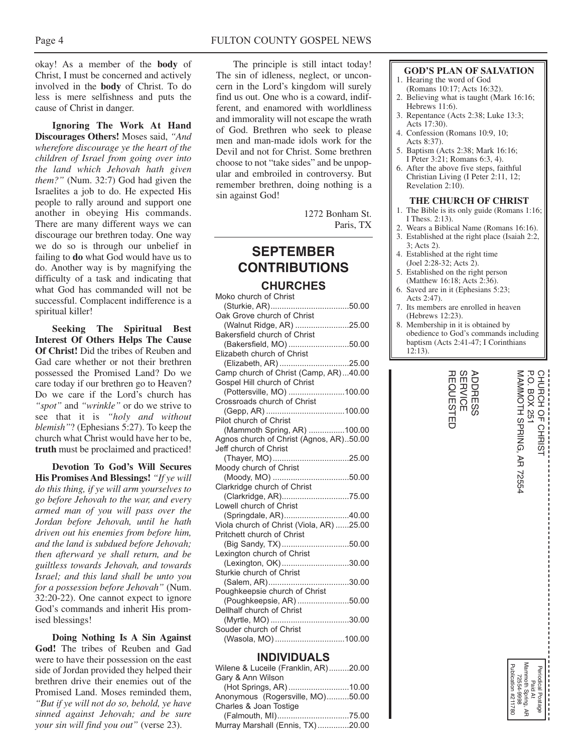okay! As a member of the **body** of Christ, I must be concerned and actively involved in the **body** of Christ. To do less is mere selfishness and puts the cause of Christ in danger.

**Ignoring The Work At Hand Discourages Others!** Moses said, *"And wherefore discourage ye the heart of the children of Israel from going over into the land which Jehovah hath given them?"* (Num. 32:7) God had given the Israelites a job to do. He expected His people to rally around and support one another in obeying His commands. There are many different ways we can discourage our brethren today. One way we do so is through our unbelief in failing to **do** what God would have us to do. Another way is by magnifying the difficulty of a task and indicating that what God has commanded will not be successful. Complacent indifference is a spiritual killer!

**Seeking The Spiritual Best Interest Of Others Helps The Cause Of Christ!** Did the tribes of Reuben and Gad care whether or not their brethren possessed the Promised Land? Do we care today if our brethren go to Heaven? Do we care if the Lord's church has *"spot"* and *"wrinkle"* or do we strive to see that it is *"holy and without blemish"*? (Ephesians 5:27). To keep the church what Christ would have her to be, **truth** must be proclaimed and practiced!

**Devotion To God's Will Secures His Promises And Blessings!** *"If ye will do this thing, if ye will arm yourselves to go before Jehovah to the war, and every armed man of you will pass over the Jordan before Jehovah, until he hath driven out his enemies from before him, and the land is subdued before Jehovah; then afterward ye shall return, and be guiltless towards Jehovah, and towards Israel; and this land shall be unto you for a possession before Jehovah"* (Num. 32:20-22). One cannot expect to ignore God's commands and inherit His promised blessings!

**Doing Nothing Is A Sin Against God!** The tribes of Reuben and Gad were to have their possession on the east side of Jordan provided they helped their brethren drive their enemies out of the Promised Land. Moses reminded them, *"But if ye will not do so, behold, ye have sinned against Jehovah; and be sure your sin will find you out"* (verse 23).

The principle is still intact today! The sin of idleness, neglect, or unconcern in the Lord's kingdom will surely find us out. One who is a coward, indifferent, and enamored with worldliness and immorality will not escape the wrath of God. Brethren who seek to please men and man-made idols work for the Devil and not for Christ. Some brethren choose to not "take sides" and be unpopular and embroiled in controversy. But remember brethren, doing nothing is a sin against God!

1272 Bonham St.
Paris, TX

## SEPTEMBER CONTRIBUTIONS

### CHURCHES

Moko church of Christ (Sturkie, AR) ....50.00
Oak Grove church of Christ (Walnut Ridge, AR) ....25.00
Bakersfield church of Christ (Bakersfield, MO) ....50.00
Elizabeth church of Christ (Elizabeth, AR) ....25.00
Camp church of Christ (Camp, AR) ...40.00
Gospel Hill church of Christ (Pottersville, MO) ....100.00
Crossroads church of Christ (Gepp, AR) ....100.00
Pilot church of Christ (Mammoth Spring, AR) ....100.00
Agnos church of Christ (Agnos, AR) ..50.00
Jeff church of Christ (Thayer, MO) ....25.00
Moody church of Christ (Moody, MO) ....50.00
Clarkridge church of Christ (Clarkridge, AR) ....75.00
Lowell church of Christ (Springdale, AR) ....40.00
Viola church of Christ (Viola, AR) ......25.00
Pritchett church of Christ (Big Sandy, TX) ....50.00
Lexington church of Christ (Lexington, OK) ....30.00
Sturkie church of Christ (Salem, AR) ....30.00
Poughkeepsie church of Christ (Poughkeepsie, AR) ....50.00
Dellhalf church of Christ (Myrtle, MO) ....30.00
Souder church of Christ (Wasola, MO) ....100.00

### INDIVIDUALS

Wilene & Luceile (Franklin, AR) ....20.00
Gary & Ann Wilson (Hot Springs, AR) ....10.00
Anonymous (Rogersville, MO) ....50.00
Charles & Joan Tostige (Falmouth, MI) ....75.00
Murray Marshall (Ennis, TX) ....20.00

### GOD'S PLAN OF SALVATION

1. Hearing the word of God (Romans 10:17; Acts 16:32).
2. Believing what is taught (Mark 16:16; Hebrews 11:6).
3. Repentance (Acts 2:38; Luke 13:3; Acts 17:30).
4. Confession (Romans 10:9, 10; Acts 8:37).
5. Baptism (Acts 2:38; Mark 16:16; I Peter 3:21; Romans 6:3, 4).
6. After the above five steps, faithful Christian Living (I Peter 2:11, 12; Revelation 2:10).

### THE CHURCH OF CHRIST

1. The Bible is its only guide (Romans 1:16; I Thess. 2:13).
2. Wears a Biblical Name (Romans 16:16).
3. Established at the right place (Isaiah 2:2, 3; Acts 2).
4. Established at the right time (Joel 2:28-32; Acts 2).
5. Established on the right person (Matthew 16:18; Acts 2:36).
6. Saved are in it (Ephesians 5:23; Acts 2:47).
7. Its members are enrolled in heaven (Hebrews 12:23).
8. Membership in it is obtained by obedience to God's commands including baptism (Acts 2:41-47; I Corinthians 12:13).

CHURCH OF CHRIST
P.O. BOX 251
MAMMOTH SPRING, AR 72554

ADDRESS SERVICE REQUESTED

Periodical Postage Paid At Mammoth Spring, AR 72554-9998 Publication #211780